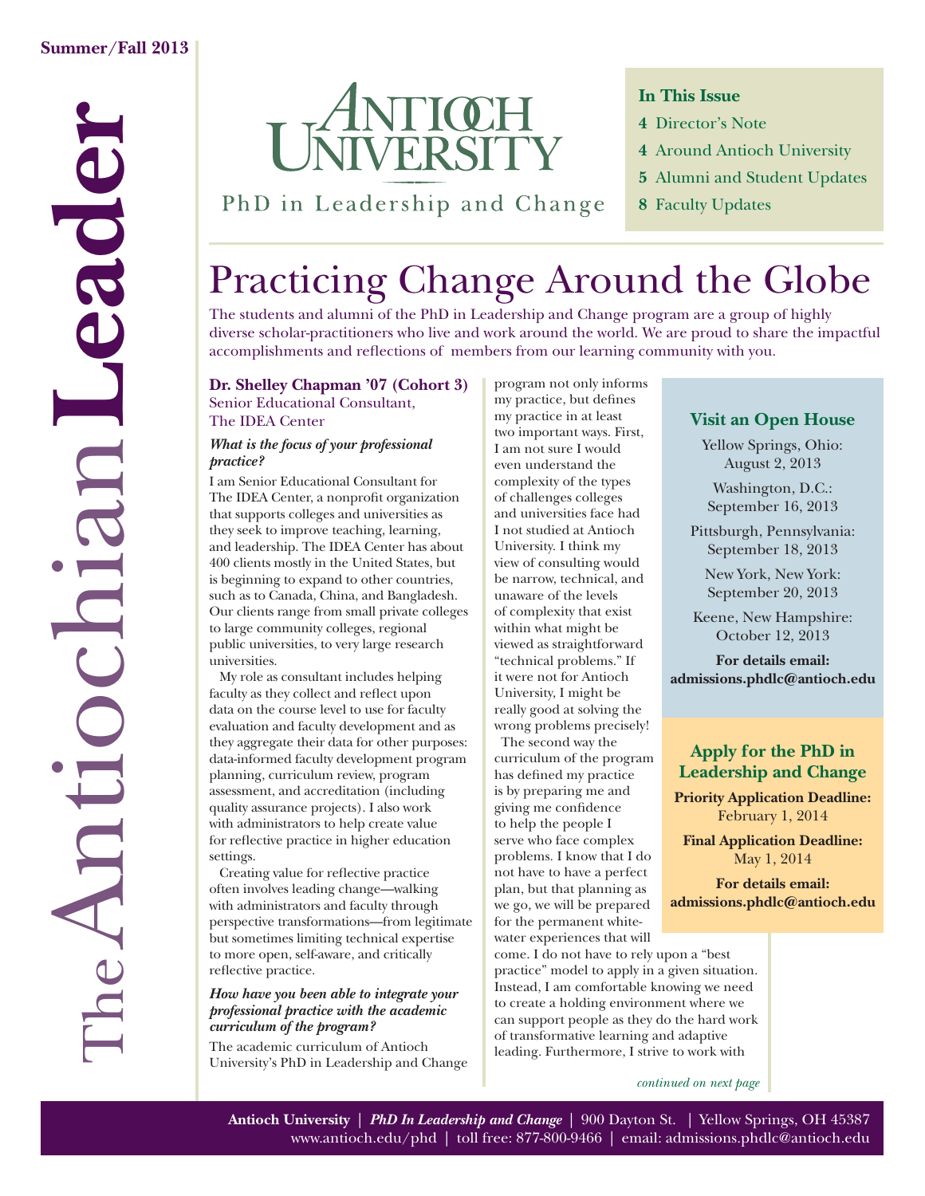Summer/Fall 2013

# The Antiochian Leader

Antioch University

PhD in Leadership and Change

**In This Issue**

- **4** Director's Note
- **4** Around Antioch University
- **5** Alumni and Student Updates
- **8** Faculty Updates

# Practicing Change Around the Globe

The students and alumni of the PhD in Leadership and Change program are a group of highly diverse scholar-practitioners who live and work around the world. We are proud to share the impactful accomplishments and reflections of members from our learning community with you.

**Dr. Shelley Chapman '07 (Cohort 3)**
Senior Educational Consultant,
The IDEA Center

***What is the focus of your professional practice?***

I am Senior Educational Consultant for The IDEA Center, a nonprofit organization that supports colleges and universities as they seek to improve teaching, learning, and leadership. The IDEA Center has about 400 clients mostly in the United States, but is beginning to expand to other countries, such as to Canada, China, and Bangladesh. Our clients range from small private colleges to large community colleges, regional public universities, to very large research universities.

My role as consultant includes helping faculty as they collect and reflect upon data on the course level to use for faculty evaluation and faculty development and as they aggregate their data for other purposes: data-informed faculty development program planning, curriculum review, program assessment, and accreditation (including quality assurance projects). I also work with administrators to help create value for reflective practice in higher education settings.

Creating value for reflective practice often involves leading change—walking with administrators and faculty through perspective transformations—from legitimate but sometimes limiting technical expertise to more open, self-aware, and critically reflective practice.

***How have you been able to integrate your professional practice with the academic curriculum of the program?***

The academic curriculum of Antioch University's PhD in Leadership and Change program not only informs my practice, but defines my practice in at least two important ways. First, I am not sure I would even understand the complexity of the types of challenges colleges and universities face had I not studied at Antioch University. I think my view of consulting would be narrow, technical, and unaware of the levels of complexity that exist within what might be viewed as straightforward "technical problems." If it were not for Antioch University, I might be really good at solving the wrong problems precisely!

The second way the curriculum of the program has defined my practice is by preparing me and giving me confidence to help the people I serve who face complex problems. I know that I do not have to have a perfect plan, but that planning as we go, we will be prepared for the permanent white-water experiences that will come. I do not have to rely upon a "best practice" model to apply in a given situation. Instead, I am comfortable knowing we need to create a holding environment where we can support people as they do the hard work of transformative learning and adaptive leading. Furthermore, I strive to work with

*continued on next page*

**Visit an Open House**

Yellow Springs, Ohio: August 2, 2013

Washington, D.C.: September 16, 2013

Pittsburgh, Pennsylvania: September 18, 2013

New York, New York: September 20, 2013

Keene, New Hampshire: October 12, 2013

**For details email: admissions.phdlc@antioch.edu**

**Apply for the PhD in Leadership and Change**

**Priority Application Deadline:** February 1, 2014

**Final Application Deadline:** May 1, 2014

**For details email: admissions.phdlc@antioch.edu**

**Antioch University** | ***PhD In Leadership and Change*** | 900 Dayton St. | Yellow Springs, OH 45387
www.antioch.edu/phd | toll free: 877-800-9466 | email: admissions.phdlc@antioch.edu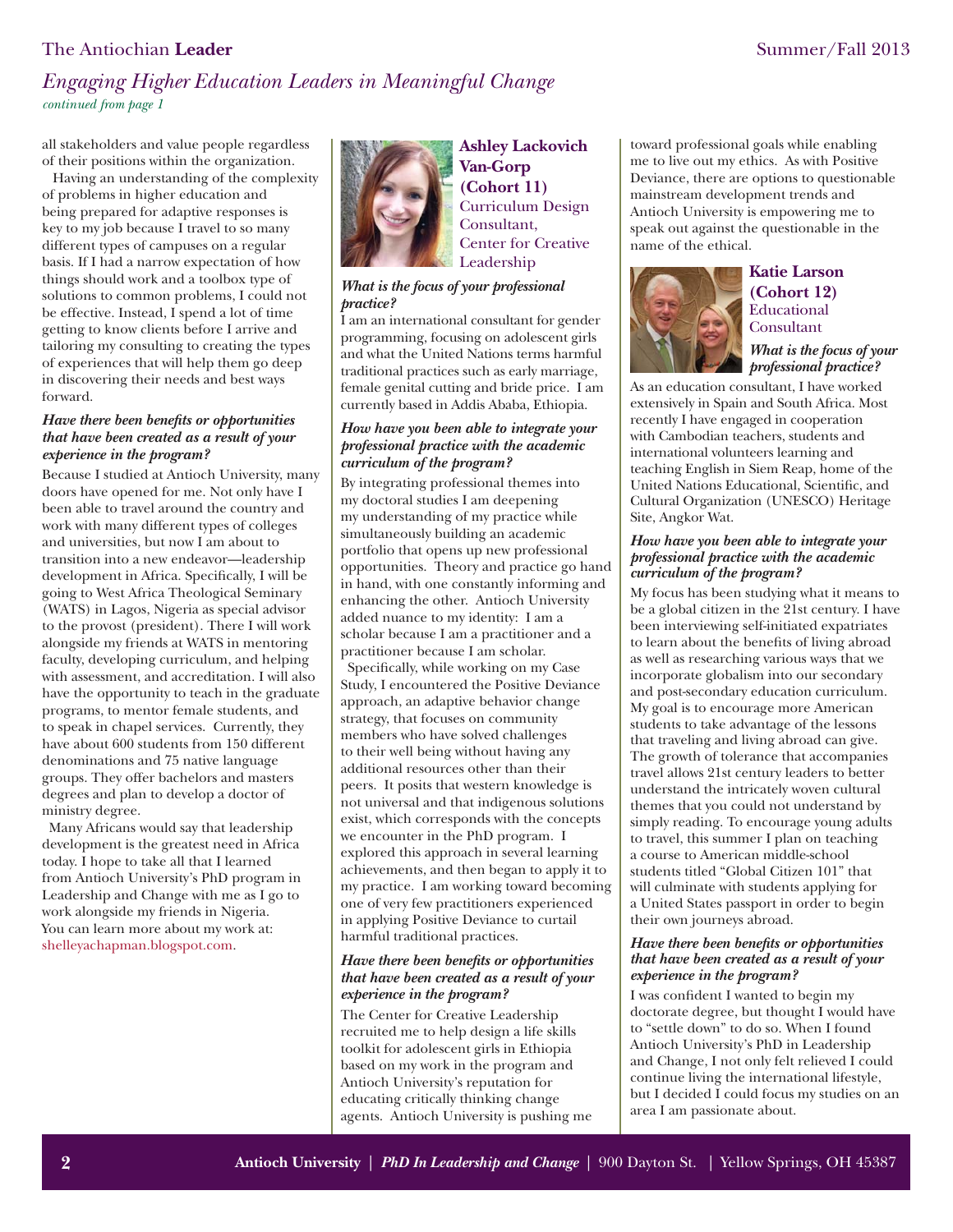## *Engaging Higher Education Leaders in Meaningful Change*

*continued from page 1*

all stakeholders and value people regardless of their positions within the organization.

Having an understanding of the complexity of problems in higher education and being prepared for adaptive responses is key to my job because I travel to so many different types of campuses on a regular basis. If I had a narrow expectation of how things should work and a toolbox type of solutions to common problems, I could not be effective. Instead, I spend a lot of time getting to know clients before I arrive and tailoring my consulting to creating the types of experiences that will help them go deep in discovering their needs and best ways forward.

***Have there been benefits or opportunities that have been created as a result of your experience in the program?***

Because I studied at Antioch University, many doors have opened for me. Not only have I been able to travel around the country and work with many different types of colleges and universities, but now I am about to transition into a new endeavor—leadership development in Africa. Specifically, I will be going to West Africa Theological Seminary (WATS) in Lagos, Nigeria as special advisor to the provost (president). There I will work alongside my friends at WATS in mentoring faculty, developing curriculum, and helping with assessment, and accreditation. I will also have the opportunity to teach in the graduate programs, to mentor female students, and to speak in chapel services. Currently, they have about 600 students from 150 different denominations and 75 native language groups. They offer bachelors and masters degrees and plan to develop a doctor of ministry degree.

Many Africans would say that leadership development is the greatest need in Africa today. I hope to take all that I learned from Antioch University's PhD program in Leadership and Change with me as I go to work alongside my friends in Nigeria. You can learn more about my work at: shelleyachapman.blogspot.com.

### Ashley Lackovich Van-Gorp (Cohort 11)
Curriculum Design Consultant, Center for Creative Leadership

***What is the focus of your professional practice?***

I am an international consultant for gender programming, focusing on adolescent girls and what the United Nations terms harmful traditional practices such as early marriage, female genital cutting and bride price. I am currently based in Addis Ababa, Ethiopia.

***How have you been able to integrate your professional practice with the academic curriculum of the program?***

By integrating professional themes into my doctoral studies I am deepening my understanding of my practice while simultaneously building an academic portfolio that opens up new professional opportunities. Theory and practice go hand in hand, with one constantly informing and enhancing the other. Antioch University added nuance to my identity: I am a scholar because I am a practitioner and a practitioner because I am scholar.

Specifically, while working on my Case Study, I encountered the Positive Deviance approach, an adaptive behavior change strategy, that focuses on community members who have solved challenges to their well being without having any additional resources other than their peers. It posits that western knowledge is not universal and that indigenous solutions exist, which corresponds with the concepts we encounter in the PhD program. I explored this approach in several learning achievements, and then began to apply it to my practice. I am working toward becoming one of very few practitioners experienced in applying Positive Deviance to curtail harmful traditional practices.

***Have there been benefits or opportunities that have been created as a result of your experience in the program?***

The Center for Creative Leadership recruited me to help design a life skills toolkit for adolescent girls in Ethiopia based on my work in the program and Antioch University's reputation for educating critically thinking change agents. Antioch University is pushing me toward professional goals while enabling me to live out my ethics. As with Positive Deviance, there are options to questionable mainstream development trends and Antioch University is empowering me to speak out against the questionable in the name of the ethical.

### Katie Larson (Cohort 12)
Educational Consultant

***What is the focus of your professional practice?***

As an education consultant, I have worked extensively in Spain and South Africa. Most recently I have engaged in cooperation with Cambodian teachers, students and international volunteers learning and teaching English in Siem Reap, home of the United Nations Educational, Scientific, and Cultural Organization (UNESCO) Heritage Site, Angkor Wat.

***How have you been able to integrate your professional practice with the academic curriculum of the program?***

My focus has been studying what it means to be a global citizen in the 21st century. I have been interviewing self-initiated expatriates to learn about the benefits of living abroad as well as researching various ways that we incorporate globalism into our secondary and post-secondary education curriculum. My goal is to encourage more American students to take advantage of the lessons that traveling and living abroad can give. The growth of tolerance that accompanies travel allows 21st century leaders to better understand the intricately woven cultural themes that you could not understand by simply reading. To encourage young adults to travel, this summer I plan on teaching a course to American middle-school students titled "Global Citizen 101" that will culminate with students applying for a United States passport in order to begin their own journeys abroad.

***Have there been benefits or opportunities that have been created as a result of your experience in the program?***

I was confident I wanted to begin my doctorate degree, but thought I would have to "settle down" to do so. When I found Antioch University's PhD in Leadership and Change, I not only felt relieved I could continue living the international lifestyle, but I decided I could focus my studies on an area I am passionate about.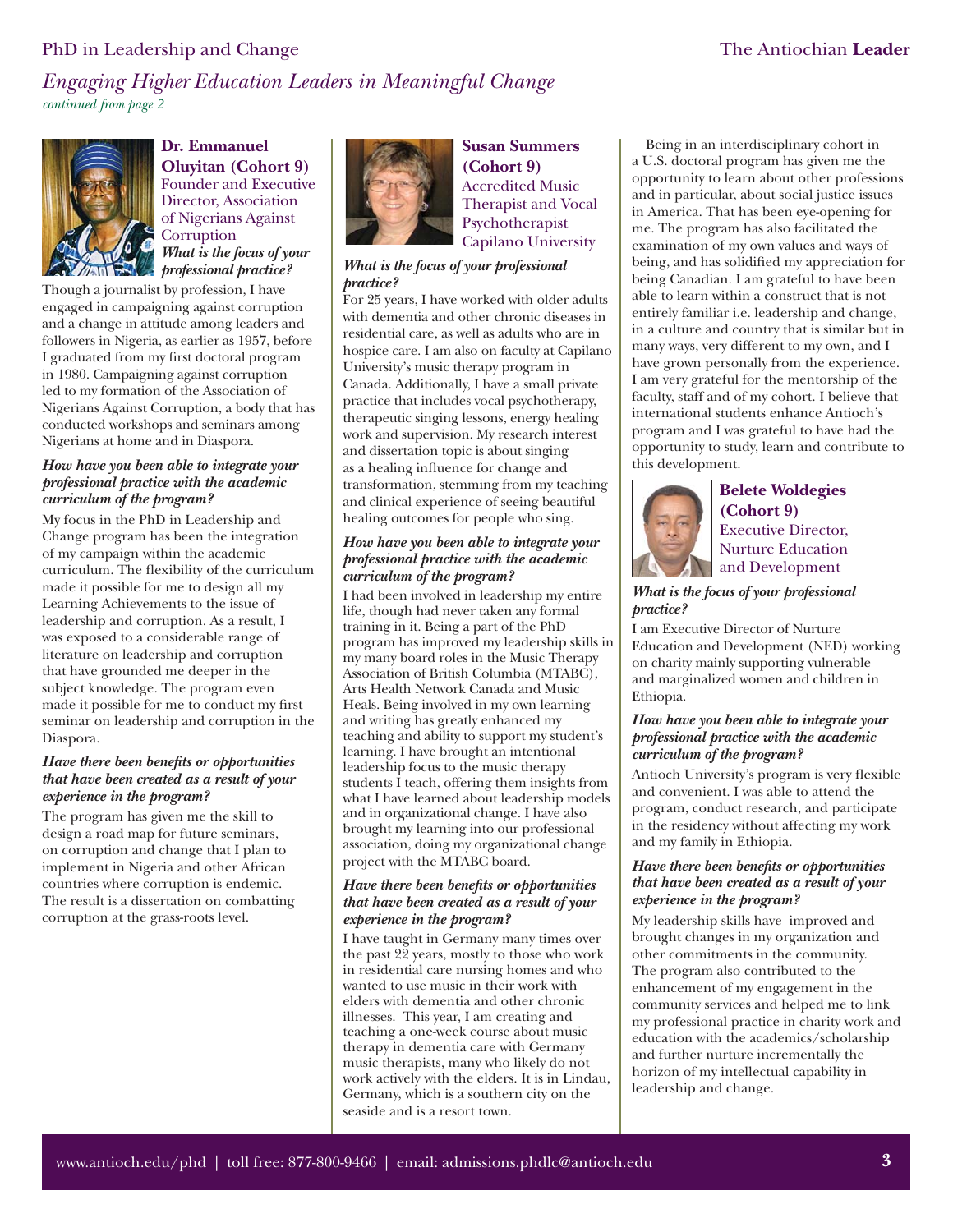## Engaging Higher Education Leaders in Meaningful Change

*continued from page 2*

### Dr. Emmanuel Oluyitan (Cohort 9)

Founder and Executive Director, Association of Nigerians Against Corruption

***What is the focus of your professional practice?***

Though a journalist by profession, I have engaged in campaigning against corruption and a change in attitude among leaders and followers in Nigeria, as earlier as 1957, before I graduated from my first doctoral program in 1980. Campaigning against corruption led to my formation of the Association of Nigerians Against Corruption, a body that has conducted workshops and seminars among Nigerians at home and in Diaspora.

***How have you been able to integrate your professional practice with the academic curriculum of the program?***

My focus in the PhD in Leadership and Change program has been the integration of my campaign within the academic curriculum. The flexibility of the curriculum made it possible for me to design all my Learning Achievements to the issue of leadership and corruption. As a result, I was exposed to a considerable range of literature on leadership and corruption that have grounded me deeper in the subject knowledge. The program even made it possible for me to conduct my first seminar on leadership and corruption in the Diaspora.

***Have there been benefits or opportunities that have been created as a result of your experience in the program?***

The program has given me the skill to design a road map for future seminars, on corruption and change that I plan to implement in Nigeria and other African countries where corruption is endemic. The result is a dissertation on combatting corruption at the grass-roots level.

### Susan Summers (Cohort 9)

Accredited Music Therapist and Vocal Psychotherapist Capilano University

***What is the focus of your professional practice?***

For 25 years, I have worked with older adults with dementia and other chronic diseases in residential care, as well as adults who are in hospice care. I am also on faculty at Capilano University's music therapy program in Canada. Additionally, I have a small private practice that includes vocal psychotherapy, therapeutic singing lessons, energy healing work and supervision. My research interest and dissertation topic is about singing as a healing influence for change and transformation, stemming from my teaching and clinical experience of seeing beautiful healing outcomes for people who sing.

***How have you been able to integrate your professional practice with the academic curriculum of the program?***

I had been involved in leadership my entire life, though had never taken any formal training in it. Being a part of the PhD program has improved my leadership skills in my many board roles in the Music Therapy Association of British Columbia (MTABC), Arts Health Network Canada and Music Heals. Being involved in my own learning and writing has greatly enhanced my teaching and ability to support my student's learning. I have brought an intentional leadership focus to the music therapy students I teach, offering them insights from what I have learned about leadership models and in organizational change. I have also brought my learning into our professional association, doing my organizational change project with the MTABC board.

***Have there been benefits or opportunities that have been created as a result of your experience in the program?***

I have taught in Germany many times over the past 22 years, mostly to those who work in residential care nursing homes and who wanted to use music in their work with elders with dementia and other chronic illnesses. This year, I am creating and teaching a one-week course about music therapy in dementia care with Germany music therapists, many who likely do not work actively with the elders. It is in Lindau, Germany, which is a southern city on the seaside and is a resort town.

Being in an interdisciplinary cohort in a U.S. doctoral program has given me the opportunity to learn about other professions and in particular, about social justice issues in America. That has been eye-opening for me. The program has also facilitated the examination of my own values and ways of being, and has solidified my appreciation for being Canadian. I am grateful to have been able to learn within a construct that is not entirely familiar i.e. leadership and change, in a culture and country that is similar but in many ways, very different to my own, and I have grown personally from the experience. I am very grateful for the mentorship of the faculty, staff and of my cohort. I believe that international students enhance Antioch's program and I was grateful to have had the opportunity to study, learn and contribute to this development.

### Belete Woldegies (Cohort 9)

Executive Director, Nurture Education and Development

***What is the focus of your professional practice?***

I am Executive Director of Nurture Education and Development (NED) working on charity mainly supporting vulnerable and marginalized women and children in Ethiopia.

***How have you been able to integrate your professional practice with the academic curriculum of the program?***

Antioch University's program is very flexible and convenient. I was able to attend the program, conduct research, and participate in the residency without affecting my work and my family in Ethiopia.

***Have there been benefits or opportunities that have been created as a result of your experience in the program?***

My leadership skills have improved and brought changes in my organization and other commitments in the community. The program also contributed to the enhancement of my engagement in the community services and helped me to link my professional practice in charity work and education with the academics/scholarship and further nurture incrementally the horizon of my intellectual capability in leadership and change.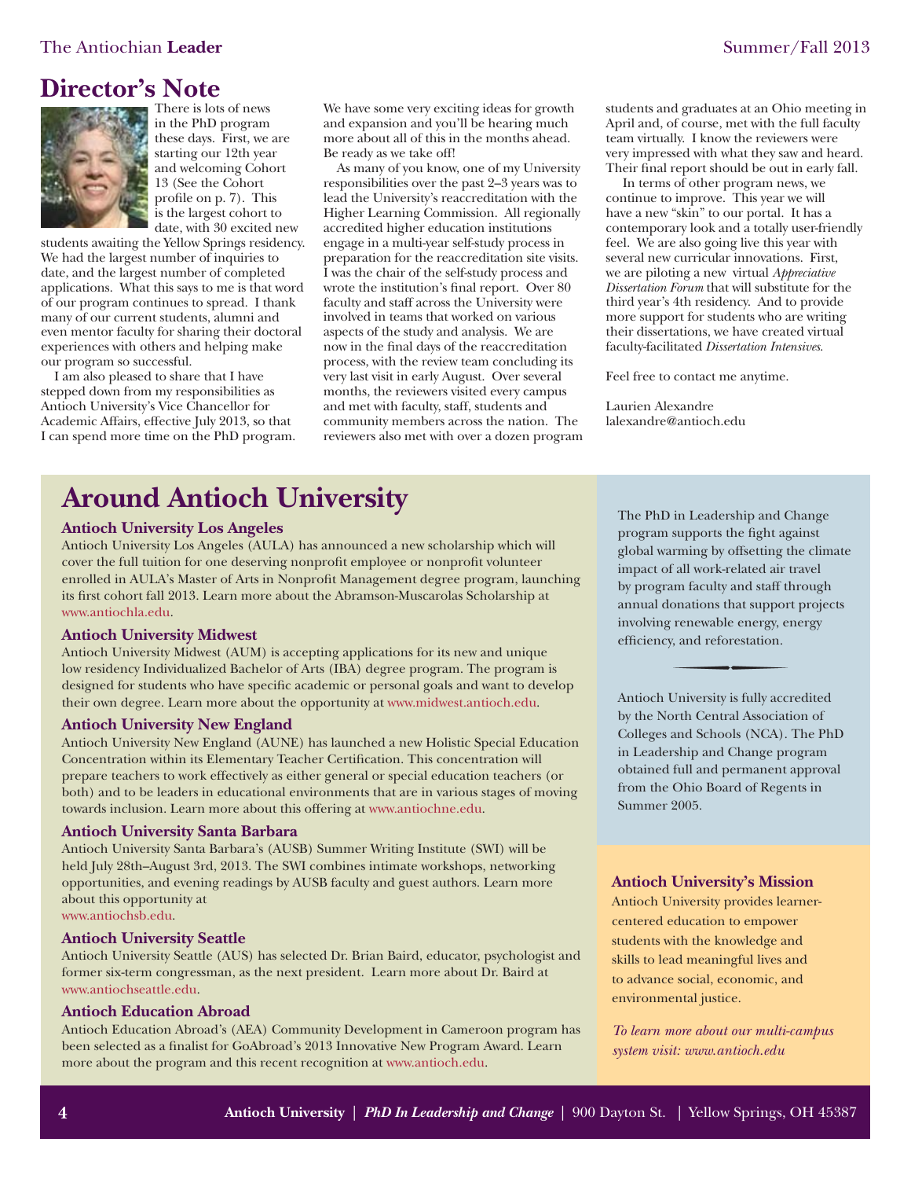## Director's Note

There is lots of news in the PhD program these days. First, we are starting our 12th year and welcoming Cohort 13 (See the Cohort profile on p. 7). This is the largest cohort to date, with 30 excited new students awaiting the Yellow Springs residency. We had the largest number of inquiries to date, and the largest number of completed applications. What this says to me is that word of our program continues to spread. I thank many of our current students, alumni and even mentor faculty for sharing their doctoral experiences with others and helping make our program so successful.

I am also pleased to share that I have stepped down from my responsibilities as Antioch University's Vice Chancellor for Academic Affairs, effective July 2013, so that I can spend more time on the PhD program. We have some very exciting ideas for growth and expansion and you'll be hearing much more about all of this in the months ahead. Be ready as we take off!

As many of you know, one of my University responsibilities over the past 2–3 years was to lead the University's reaccreditation with the Higher Learning Commission. All regionally accredited higher education institutions engage in a multi-year self-study process in preparation for the reaccreditation site visits. I was the chair of the self-study process and wrote the institution's final report. Over 80 faculty and staff across the University were involved in teams that worked on various aspects of the study and analysis. We are now in the final days of the reaccreditation process, with the review team concluding its very last visit in early August. Over several months, the reviewers visited every campus and met with faculty, staff, students and community members across the nation. The reviewers also met with over a dozen program students and graduates at an Ohio meeting in April and, of course, met with the full faculty team virtually. I know the reviewers were very impressed with what they saw and heard. Their final report should be out in early fall.

In terms of other program news, we continue to improve. This year we will have a new "skin" to our portal. It has a contemporary look and a totally user-friendly feel. We are also going live this year with several new curricular innovations. First, we are piloting a new virtual *Appreciative Dissertation Forum* that will substitute for the third year's 4th residency. And to provide more support for students who are writing their dissertations, we have created virtual faculty-facilitated *Dissertation Intensives*.

Feel free to contact me anytime.

Laurien Alexandre
lalexandre@antioch.edu

# Around Antioch University

### Antioch University Los Angeles

Antioch University Los Angeles (AULA) has announced a new scholarship which will cover the full tuition for one deserving nonprofit employee or nonprofit volunteer enrolled in AULA's Master of Arts in Nonprofit Management degree program, launching its first cohort fall 2013. Learn more about the Abramson-Muscarolas Scholarship at www.antiochla.edu.

### Antioch University Midwest

Antioch University Midwest (AUM) is accepting applications for its new and unique low residency Individualized Bachelor of Arts (IBA) degree program. The program is designed for students who have specific academic or personal goals and want to develop their own degree. Learn more about the opportunity at www.midwest.antioch.edu.

### Antioch University New England

Antioch University New England (AUNE) has launched a new Holistic Special Education Concentration within its Elementary Teacher Certification. This concentration will prepare teachers to work effectively as either general or special education teachers (or both) and to be leaders in educational environments that are in various stages of moving towards inclusion. Learn more about this offering at www.antiochne.edu.

### Antioch University Santa Barbara

Antioch University Santa Barbara's (AUSB) Summer Writing Institute (SWI) will be held July 28th–August 3rd, 2013. The SWI combines intimate workshops, networking opportunities, and evening readings by AUSB faculty and guest authors. Learn more about this opportunity at www.antiochsb.edu.

### Antioch University Seattle

Antioch University Seattle (AUS) has selected Dr. Brian Baird, educator, psychologist and former six-term congressman, as the next president. Learn more about Dr. Baird at www.antiochseattle.edu.

### Antioch Education Abroad

Antioch Education Abroad's (AEA) Community Development in Cameroon program has been selected as a finalist for GoAbroad's 2013 Innovative New Program Award. Learn more about the program and this recent recognition at www.antioch.edu.

The PhD in Leadership and Change program supports the fight against global warming by offsetting the climate impact of all work-related air travel by program faculty and staff through annual donations that support projects involving renewable energy, energy efficiency, and reforestation.

Antioch University is fully accredited by the North Central Association of Colleges and Schools (NCA). The PhD in Leadership and Change program obtained full and permanent approval from the Ohio Board of Regents in Summer 2005.

### Antioch University's Mission

Antioch University provides learner-centered education to empower students with the knowledge and skills to lead meaningful lives and to advance social, economic, and environmental justice.

*To learn more about our multi-campus system visit: www.antioch.edu*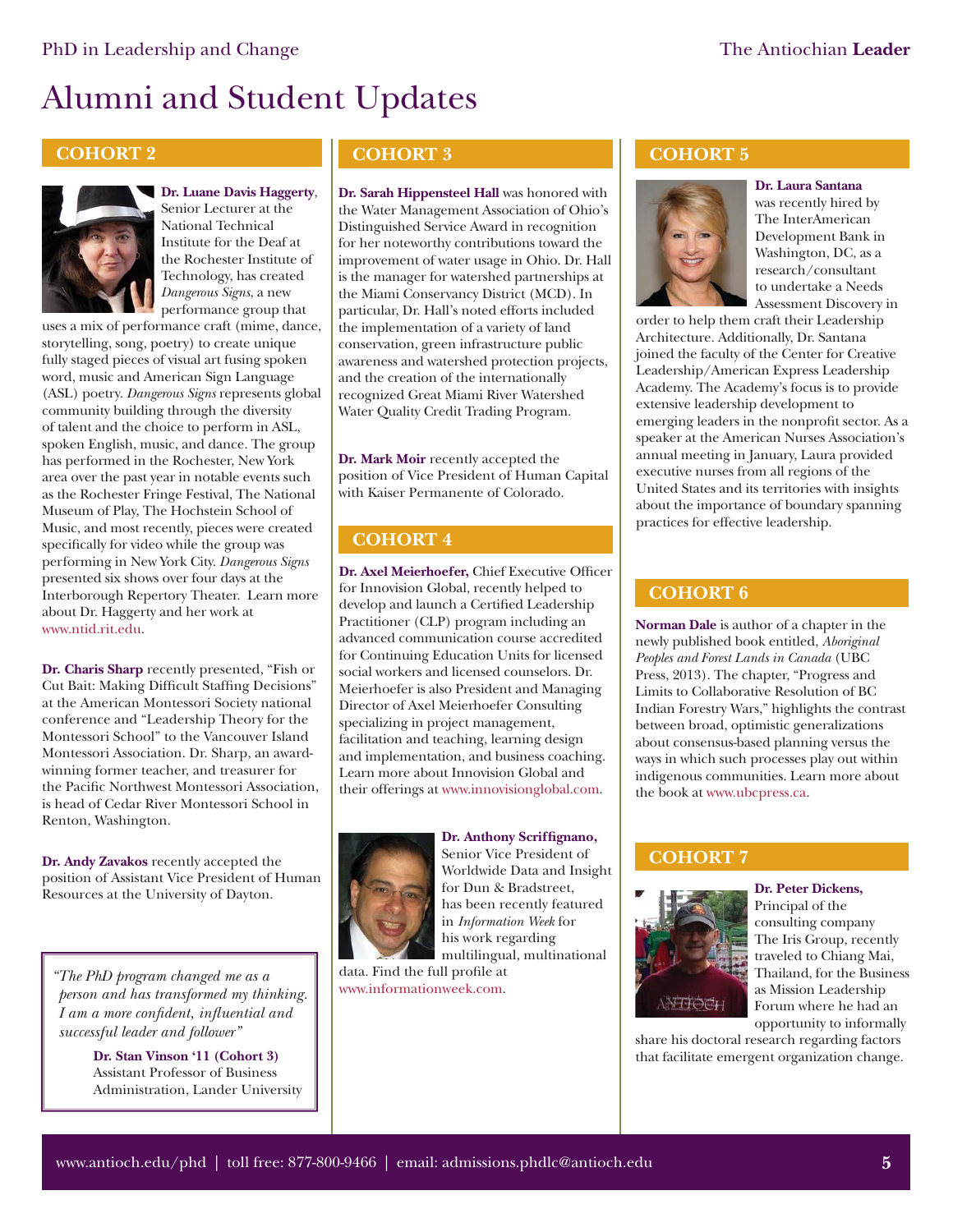# Alumni and Student Updates

## COHORT 2

**Dr. Luane Davis Haggerty**, Senior Lecturer at the National Technical Institute for the Deaf at the Rochester Institute of Technology, has created *Dangerous Signs*, a new performance group that uses a mix of performance craft (mime, dance, storytelling, song, poetry) to create unique fully staged pieces of visual art fusing spoken word, music and American Sign Language (ASL) poetry. *Dangerous Signs* represents global community building through the diversity of talent and the choice to perform in ASL, spoken English, music, and dance. The group has performed in the Rochester, New York area over the past year in notable events such as the Rochester Fringe Festival, The National Museum of Play, The Hochstein School of Music, and most recently, pieces were created specifically for video while the group was performing in New York City. *Dangerous Signs* presented six shows over four days at the Interborough Repertory Theater. Learn more about Dr. Haggerty and her work at www.ntid.rit.edu.

**Dr. Charis Sharp** recently presented, "Fish or Cut Bait: Making Difficult Staffing Decisions" at the American Montessori Society national conference and "Leadership Theory for the Montessori School" to the Vancouver Island Montessori Association. Dr. Sharp, an award-winning former teacher, and treasurer for the Pacific Northwest Montessori Association, is head of Cedar River Montessori School in Renton, Washington.

**Dr. Andy Zavakos** recently accepted the position of Assistant Vice President of Human Resources at the University of Dayton.

> *"The PhD program changed me as a person and has transformed my thinking. I am a more confident, influential and successful leader and follower"*
>
> **Dr. Stan Vinson '11 (Cohort 3)**
> Assistant Professor of Business Administration, Lander University

## COHORT 3

**Dr. Sarah Hippensteel Hall** was honored with the Water Management Association of Ohio's Distinguished Service Award in recognition for her noteworthy contributions toward the improvement of water usage in Ohio. Dr. Hall is the manager for watershed partnerships at the Miami Conservancy District (MCD). In particular, Dr. Hall's noted efforts included the implementation of a variety of land conservation, green infrastructure public awareness and watershed protection projects, and the creation of the internationally recognized Great Miami River Watershed Water Quality Credit Trading Program.

**Dr. Mark Moir** recently accepted the position of Vice President of Human Capital with Kaiser Permanente of Colorado.

## COHORT 4

**Dr. Axel Meierhoefer,** Chief Executive Officer for Innovision Global, recently helped to develop and launch a Certified Leadership Practitioner (CLP) program including an advanced communication course accredited for Continuing Education Units for licensed social workers and licensed counselors. Dr. Meierhoefer is also President and Managing Director of Axel Meierhoefer Consulting specializing in project management, facilitation and teaching, learning design and implementation, and business coaching. Learn more about Innovision Global and their offerings at www.innovisionglobal.com.

**Dr. Anthony Scriffignano,** Senior Vice President of Worldwide Data and Insight for Dun & Bradstreet, has been recently featured in *Information Week* for his work regarding multilingual, multinational data. Find the full profile at www.informationweek.com.

## COHORT 5

**Dr. Laura Santana** was recently hired by The InterAmerican Development Bank in Washington, DC, as a research/consultant to undertake a Needs Assessment Discovery in order to help them craft their Leadership Architecture. Additionally, Dr. Santana joined the faculty of the Center for Creative Leadership/American Express Leadership Academy. The Academy's focus is to provide extensive leadership development to emerging leaders in the nonprofit sector. As a speaker at the American Nurses Association's annual meeting in January, Laura provided executive nurses from all regions of the United States and its territories with insights about the importance of boundary spanning practices for effective leadership.

## COHORT 6

**Norman Dale** is author of a chapter in the newly published book entitled, *Aboriginal Peoples and Forest Lands in Canada* (UBC Press, 2013). The chapter, "Progress and Limits to Collaborative Resolution of BC Indian Forestry Wars," highlights the contrast between broad, optimistic generalizations about consensus-based planning versus the ways in which such processes play out within indigenous communities. Learn more about the book at www.ubcpress.ca.

## COHORT 7

**Dr. Peter Dickens,** Principal of the consulting company The Iris Group, recently traveled to Chiang Mai, Thailand, for the Business as Mission Leadership Forum where he had an opportunity to informally share his doctoral research regarding factors that facilitate emergent organization change.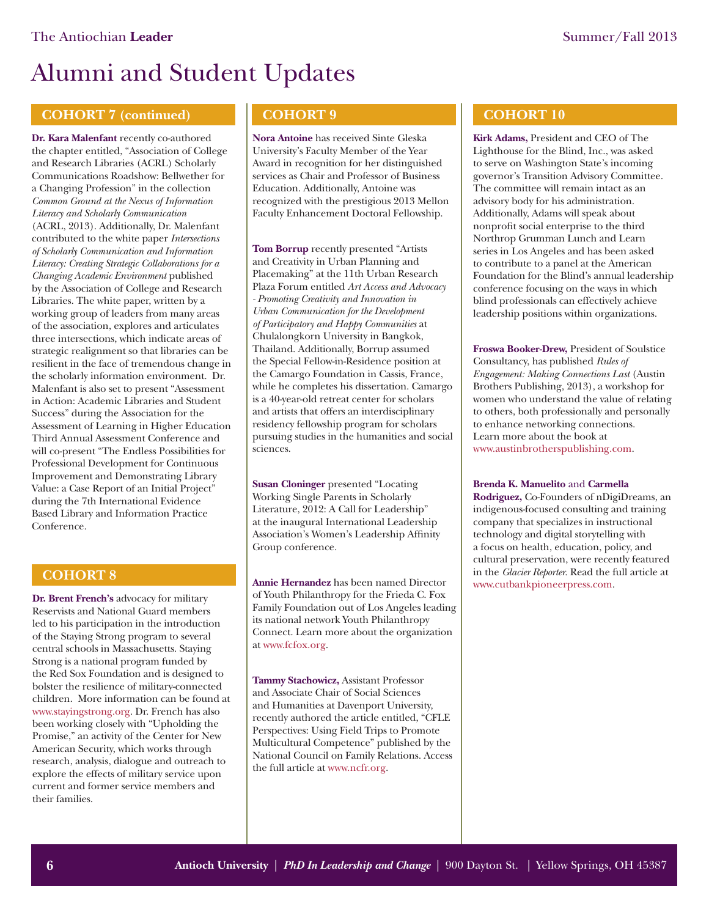# Alumni and Student Updates

## COHORT 7 (continued)

**Dr. Kara Malenfant** recently co-authored the chapter entitled, "Association of College and Research Libraries (ACRL) Scholarly Communications Roadshow: Bellwether for a Changing Profession" in the collection *Common Ground at the Nexus of Information Literacy and Scholarly Communication* (ACRL, 2013). Additionally, Dr. Malenfant contributed to the white paper *Intersections of Scholarly Communication and Information Literacy: Creating Strategic Collaborations for a Changing Academic Environment* published by the Association of College and Research Libraries. The white paper, written by a working group of leaders from many areas of the association, explores and articulates three intersections, which indicate areas of strategic realignment so that libraries can be resilient in the face of tremendous change in the scholarly information environment. Dr. Malenfant is also set to present "Assessment in Action: Academic Libraries and Student Success" during the Association for the Assessment of Learning in Higher Education Third Annual Assessment Conference and will co-present "The Endless Possibilities for Professional Development for Continuous Improvement and Demonstrating Library Value: a Case Report of an Initial Project" during the 7th International Evidence Based Library and Information Practice Conference.

## COHORT 8

**Dr. Brent French's** advocacy for military Reservists and National Guard members led to his participation in the introduction of the Staying Strong program to several central schools in Massachusetts. Staying Strong is a national program funded by the Red Sox Foundation and is designed to bolster the resilience of military-connected children. More information can be found at www.stayingstrong.org. Dr. French has also been working closely with "Upholding the Promise," an activity of the Center for New American Security, which works through research, analysis, dialogue and outreach to explore the effects of military service upon current and former service members and their families.

## COHORT 9

**Nora Antoine** has received Sinte Gleska University's Faculty Member of the Year Award in recognition for her distinguished services as Chair and Professor of Business Education. Additionally, Antoine was recognized with the prestigious 2013 Mellon Faculty Enhancement Doctoral Fellowship.

**Tom Borrup** recently presented "Artists and Creativity in Urban Planning and Placemaking" at the 11th Urban Research Plaza Forum entitled *Art Access and Advocacy - Promoting Creativity and Innovation in Urban Communication for the Development of Participatory and Happy Communities* at Chulalongkorn University in Bangkok, Thailand. Additionally, Borrup assumed the Special Fellow-in-Residence position at the Camargo Foundation in Cassis, France, while he completes his dissertation. Camargo is a 40-year-old retreat center for scholars and artists that offers an interdisciplinary residency fellowship program for scholars pursuing studies in the humanities and social sciences.

**Susan Cloninger** presented "Locating Working Single Parents in Scholarly Literature, 2012: A Call for Leadership" at the inaugural International Leadership Association's Women's Leadership Affinity Group conference.

**Annie Hernandez** has been named Director of Youth Philanthropy for the Frieda C. Fox Family Foundation out of Los Angeles leading its national network Youth Philanthropy Connect. Learn more about the organization at www.fcfox.org.

**Tammy Stachowicz,** Assistant Professor and Associate Chair of Social Sciences and Humanities at Davenport University, recently authored the article entitled, "CFLE Perspectives: Using Field Trips to Promote Multicultural Competence" published by the National Council on Family Relations. Access the full article at www.ncfr.org.

## COHORT 10

**Kirk Adams,** President and CEO of The Lighthouse for the Blind, Inc., was asked to serve on Washington State's incoming governor's Transition Advisory Committee. The committee will remain intact as an advisory body for his administration. Additionally, Adams will speak about nonprofit social enterprise to the third Northrop Grumman Lunch and Learn series in Los Angeles and has been asked to contribute to a panel at the American Foundation for the Blind's annual leadership conference focusing on the ways in which blind professionals can effectively achieve leadership positions within organizations.

**Froswa Booker-Drew,** President of Soulstice Consultancy, has published *Rules of Engagement: Making Connections Last* (Austin Brothers Publishing, 2013), a workshop for women who understand the value of relating to others, both professionally and personally to enhance networking connections. Learn more about the book at www.austinbrotherspublishing.com.

**Brenda K. Manuelito** and **Carmella Rodriguez,** Co-Founders of nDigiDreams, an indigenous-focused consulting and training company that specializes in instructional technology and digital storytelling with a focus on health, education, policy, and cultural preservation, were recently featured in the *Glacier Reporter*. Read the full article at www.cutbankpioneerpress.com.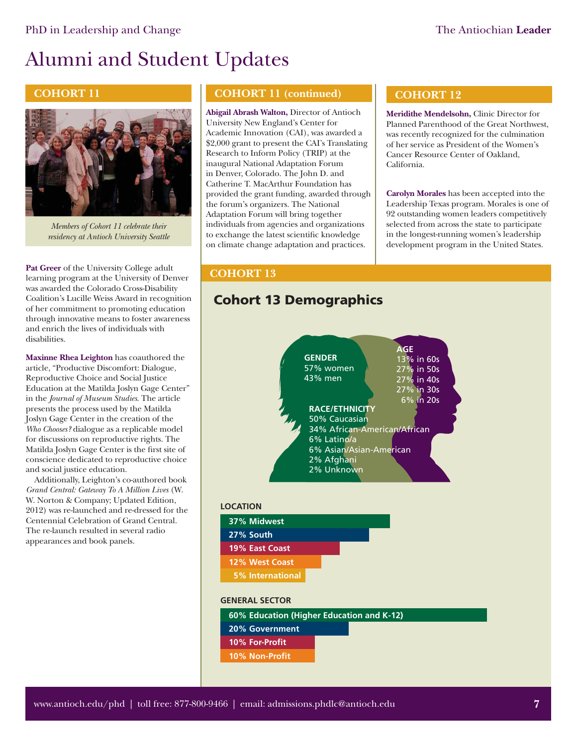# Alumni and Student Updates

## COHORT 11

*Members of Cohort 11 celebrate their residency at Antioch University Seattle*

**Pat Greer** of the University College adult learning program at the University of Denver was awarded the Colorado Cross-Disability Coalition's Lucille Weiss Award in recognition of her commitment to promoting education through innovative means to foster awareness and enrich the lives of individuals with disabilities.

**Maxinne Rhea Leighton** has coauthored the article, "Productive Discomfort: Dialogue, Reproductive Choice and Social Justice Education at the Matilda Joslyn Gage Center" in the *Journal of Museum Studies*. The article presents the process used by the Matilda Joslyn Gage Center in the creation of the *Who Chooses?* dialogue as a replicable model for discussions on reproductive rights. The Matilda Joslyn Gage Center is the first site of conscience dedicated to reproductive choice and social justice education.

Additionally, Leighton's co-authored book *Grand Central: Gateway To A Million Lives* (W. W. Norton & Company; Updated Edition, 2012) was re-launched and re-dressed for the Centennial Celebration of Grand Central. The re-launch resulted in several radio appearances and book panels.

## COHORT 11 (continued)

**Abigail Abrash Walton,** Director of Antioch University New England's Center for Academic Innovation (CAI), was awarded a $2,000 grant to present the CAI's Translating Research to Inform Policy (TRIP) at the inaugural National Adaptation Forum in Denver, Colorado. The John D. and Catherine T. MacArthur Foundation has provided the grant funding, awarded through the forum's organizers. The National Adaptation Forum will bring together individuals from agencies and organizations to exchange the latest scientific knowledge on climate change adaptation and practices.

## COHORT 12

**Meridithe Mendelsohn,** Clinic Director for Planned Parenthood of the Great Northwest, was recently recognized for the culmination of her service as President of the Women's Cancer Resource Center of Oakland, California.

**Carolyn Morales** has been accepted into the Leadership Texas program. Morales is one of 92 outstanding women leaders competitively selected from across the state to participate in the longest-running women's leadership development program in the United States.

## COHORT 13

### Cohort 13 Demographics

**GENDER**
57% women
43% men

**AGE**
13% in 60s
27% in 50s
27% in 40s
27% in 30s
6% in 20s

**RACE/ETHNICITY**
50% Caucasian
34% African-American/African
6% Latino/a
6% Asian/Asian-American
2% Afghani
2% Unknown

**LOCATION**
- 37% Midwest
- 27% South
- 19% East Coast
- 12% West Coast
- 5% International

**GENERAL SECTOR**
- 60% Education (Higher Education and K-12)
- 20% Government
- 10% For-Profit
- 10% Non-Profit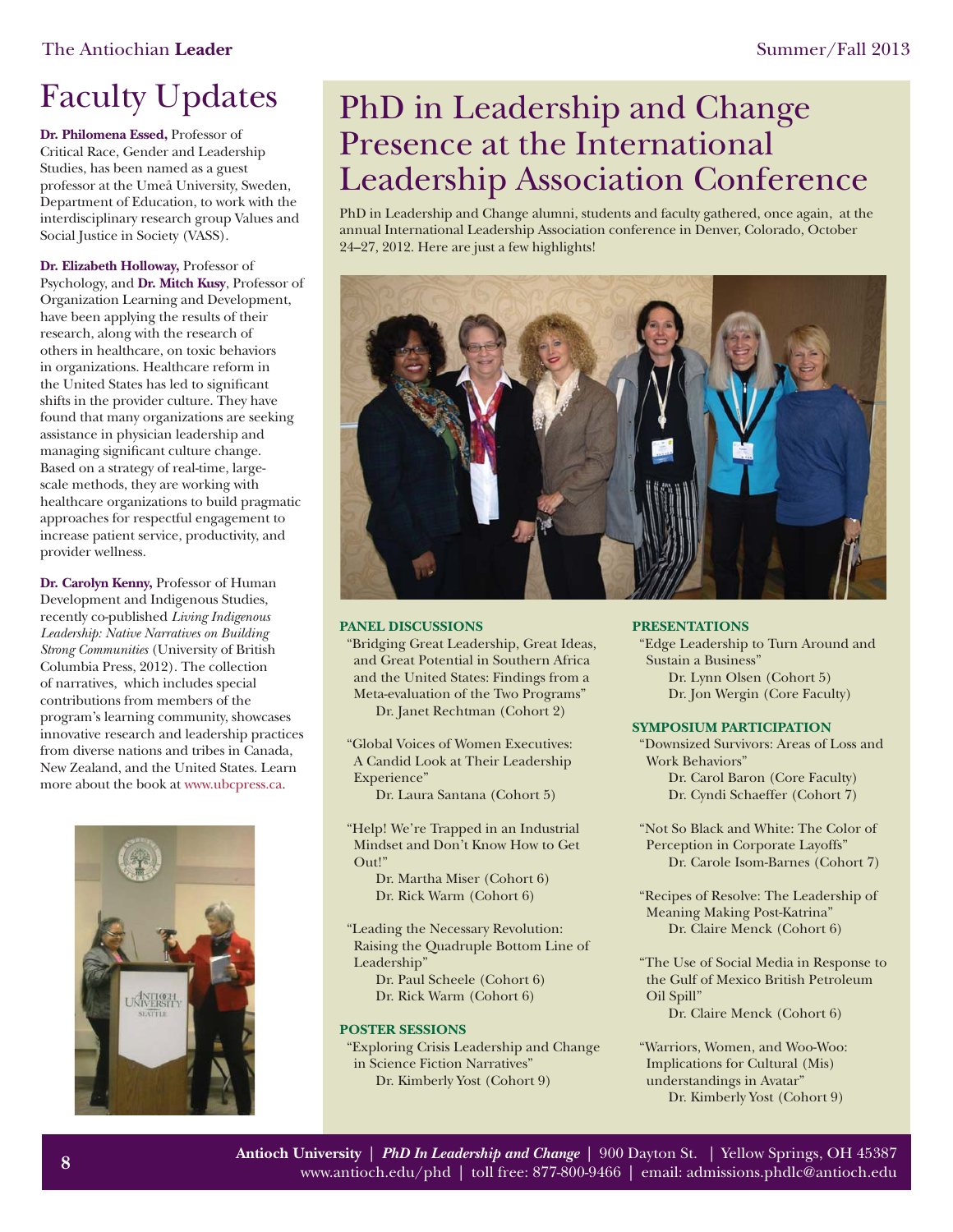# Faculty Updates

**Dr. Philomena Essed,** Professor of Critical Race, Gender and Leadership Studies, has been named as a guest professor at the Umeå University, Sweden, Department of Education, to work with the interdisciplinary research group Values and Social Justice in Society (VASS).

**Dr. Elizabeth Holloway,** Professor of Psychology, and **Dr. Mitch Kusy**, Professor of Organization Learning and Development, have been applying the results of their research, along with the research of others in healthcare, on toxic behaviors in organizations. Healthcare reform in the United States has led to significant shifts in the provider culture. They have found that many organizations are seeking assistance in physician leadership and managing significant culture change. Based on a strategy of real-time, large-scale methods, they are working with healthcare organizations to build pragmatic approaches for respectful engagement to increase patient service, productivity, and provider wellness.

**Dr. Carolyn Kenny,** Professor of Human Development and Indigenous Studies, recently co-published *Living Indigenous Leadership: Native Narratives on Building Strong Communities* (University of British Columbia Press, 2012). The collection of narratives, which includes special contributions from members of the program's learning community, showcases innovative research and leadership practices from diverse nations and tribes in Canada, New Zealand, and the United States. Learn more about the book at www.ubcpress.ca.

# PhD in Leadership and Change Presence at the International Leadership Association Conference

PhD in Leadership and Change alumni, students and faculty gathered, once again, at the annual International Leadership Association conference in Denver, Colorado, October 24–27, 2012. Here are just a few highlights!

### PANEL DISCUSSIONS

"Bridging Great Leadership, Great Ideas, and Great Potential in Southern Africa and the United States: Findings from a Meta-evaluation of the Two Programs"
Dr. Janet Rechtman (Cohort 2)

"Global Voices of Women Executives: A Candid Look at Their Leadership Experience"
Dr. Laura Santana (Cohort 5)

"Help! We're Trapped in an Industrial Mindset and Don't Know How to Get Out!"
Dr. Martha Miser (Cohort 6)
Dr. Rick Warm (Cohort 6)

"Leading the Necessary Revolution: Raising the Quadruple Bottom Line of Leadership"
Dr. Paul Scheele (Cohort 6)
Dr. Rick Warm (Cohort 6)

### POSTER SESSIONS

"Exploring Crisis Leadership and Change in Science Fiction Narratives"
Dr. Kimberly Yost (Cohort 9)

### PRESENTATIONS

"Edge Leadership to Turn Around and Sustain a Business"
Dr. Lynn Olsen (Cohort 5)
Dr. Jon Wergin (Core Faculty)

### SYMPOSIUM PARTICIPATION

"Downsized Survivors: Areas of Loss and Work Behaviors"
Dr. Carol Baron (Core Faculty)
Dr. Cyndi Schaeffer (Cohort 7)

"Not So Black and White: The Color of Perception in Corporate Layoffs"
Dr. Carole Isom-Barnes (Cohort 7)

"Recipes of Resolve: The Leadership of Meaning Making Post-Katrina"
Dr. Claire Menck (Cohort 6)

"The Use of Social Media in Response to the Gulf of Mexico British Petroleum Oil Spill"
Dr. Claire Menck (Cohort 6)

"Warriors, Women, and Woo-Woo: Implications for Cultural (Mis) understandings in Avatar"
Dr. Kimberly Yost (Cohort 9)

**Antioch University** | ***PhD In Leadership and Change*** | 900 Dayton St. | Yellow Springs, OH 45387
www.antioch.edu/phd | toll free: 877-800-9466 | email: admissions.phdlc@antioch.edu